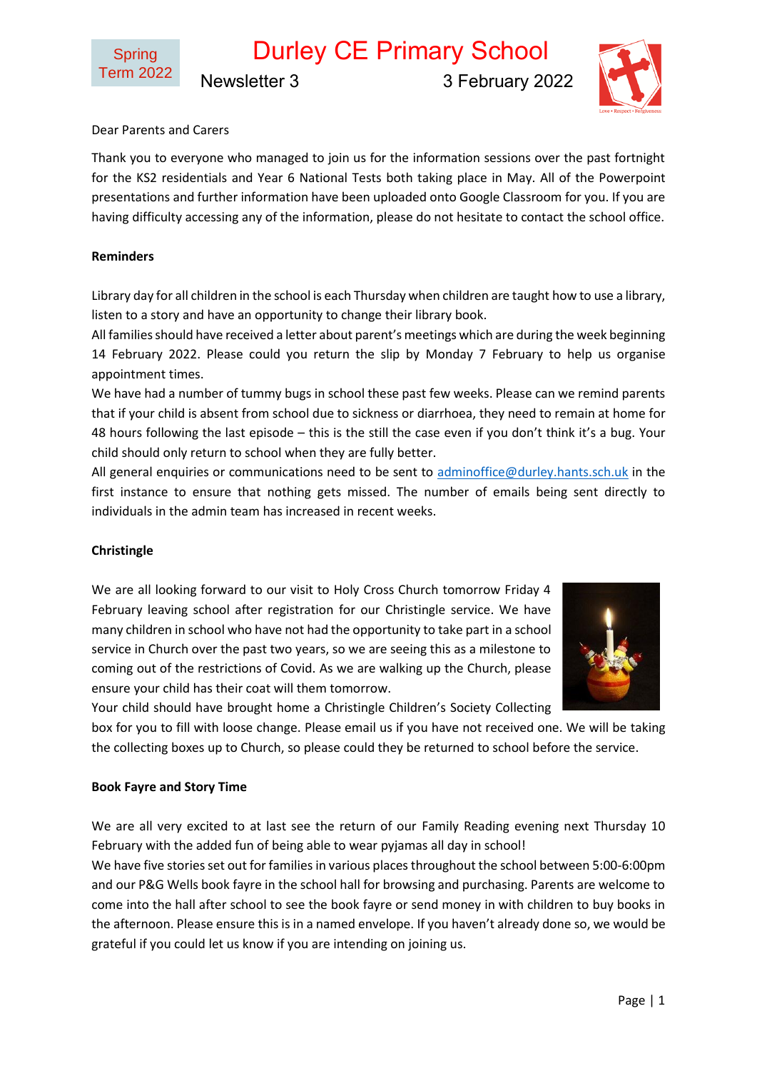Spring Term 2022

# Durley CE Primary School

Newsletter 3 — 3 February 2022

Dear Parents and Carers

Thank you to everyone who managed to join us for the information sessions over the past fortnight for the KS2 residentials and Year 6 National Tests both taking place in May. All of the Powerpoint presentations and further information have been uploaded onto Google Classroom for you. If you are having difficulty accessing any of the information, please do not hesitate to contact the school office.

**Reminders**

Library day for all children in the school is each Thursday when children are taught how to use a library, listen to a story and have an opportunity to change their library book.

All families should have received a letter about parent's meetings which are during the week beginning 14 February 2022. Please could you return the slip by Monday 7 February to help us organise appointment times.

We have had a number of tummy bugs in school these past few weeks. Please can we remind parents that if your child is absent from school due to sickness or diarrhoea, they need to remain at home for 48 hours following the last episode – this is the still the case even if you don't think it's a bug. Your child should only return to school when they are fully better.

All general enquiries or communications need to be sent to adminoffice@durley.hants.sch.uk in the first instance to ensure that nothing gets missed. The number of emails being sent directly to individuals in the admin team has increased in recent weeks.

**Christingle**

We are all looking forward to our visit to Holy Cross Church tomorrow Friday 4 February leaving school after registration for our Christingle service. We have many children in school who have not had the opportunity to take part in a school service in Church over the past two years, so we are seeing this as a milestone to coming out of the restrictions of Covid. As we are walking up the Church, please ensure your child has their coat will them tomorrow.

Your child should have brought home a Christingle Children's Society Collecting box for you to fill with loose change. Please email us if you have not received one. We will be taking the collecting boxes up to Church, so please could they be returned to school before the service.

**Book Fayre and Story Time**

We are all very excited to at last see the return of our Family Reading evening next Thursday 10 February with the added fun of being able to wear pyjamas all day in school!

We have five stories set out for families in various places throughout the school between 5:00-6:00pm and our P&G Wells book fayre in the school hall for browsing and purchasing. Parents are welcome to come into the hall after school to see the book fayre or send money in with children to buy books in the afternoon. Please ensure this is in a named envelope. If you haven't already done so, we would be grateful if you could let us know if you are intending on joining us.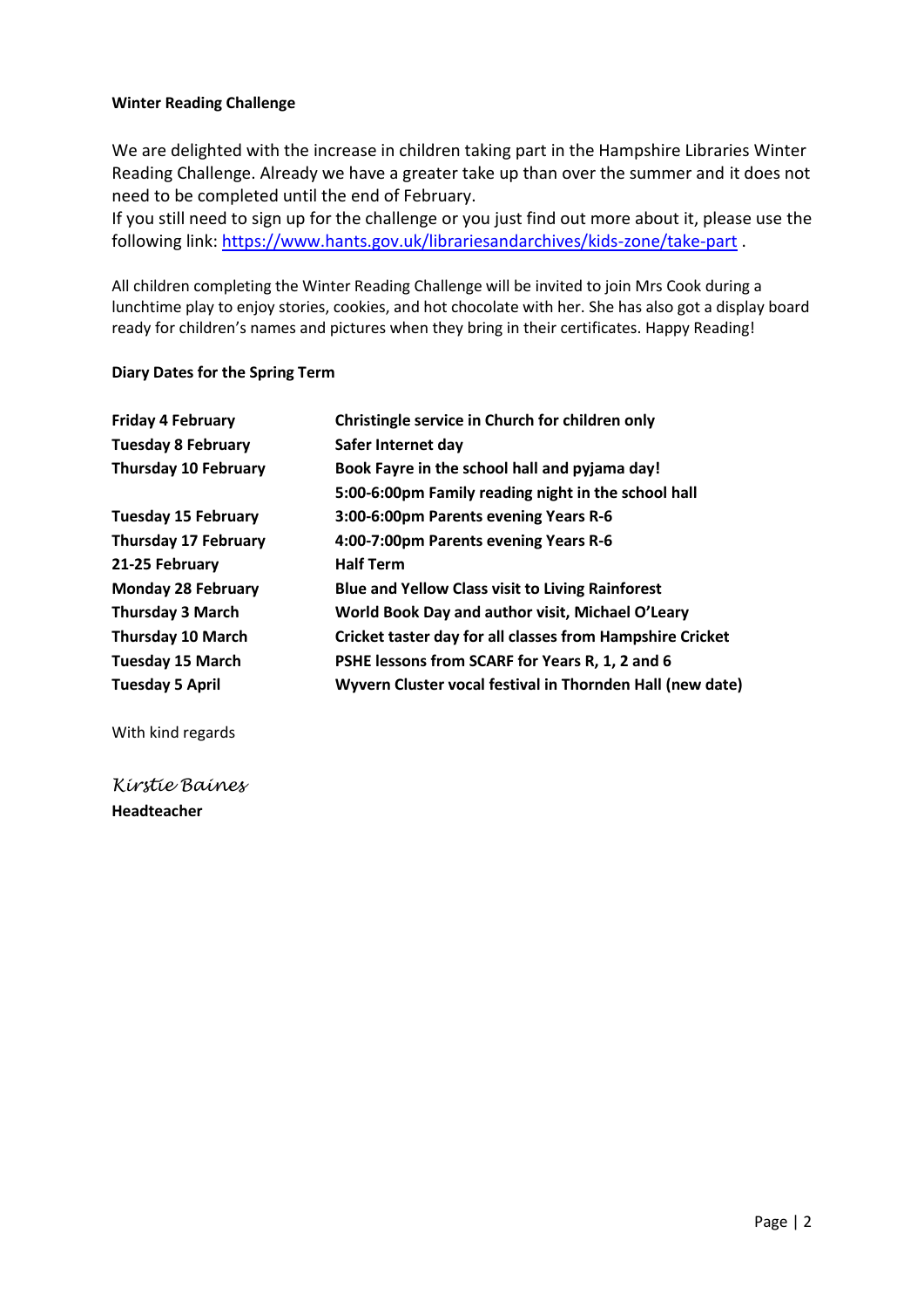**Winter Reading Challenge**

We are delighted with the increase in children taking part in the Hampshire Libraries Winter Reading Challenge. Already we have a greater take up than over the summer and it does not need to be completed until the end of February.
If you still need to sign up for the challenge or you just find out more about it, please use the following link: https://www.hants.gov.uk/librariesandarchives/kids-zone/take-part .

All children completing the Winter Reading Challenge will be invited to join Mrs Cook during a lunchtime play to enjoy stories, cookies, and hot chocolate with her. She has also got a display board ready for children's names and pictures when they bring in their certificates. Happy Reading!

**Diary Dates for the Spring Term**

| | |
|---|---|
| **Friday 4 February** | **Christingle service in Church for children only** |
| **Tuesday 8 February** | **Safer Internet day** |
| **Thursday 10 February** | **Book Fayre in the school hall and pyjama day!** |
| | **5:00-6:00pm Family reading night in the school hall** |
| **Tuesday 15 February** | **3:00-6:00pm Parents evening Years R-6** |
| **Thursday 17 February** | **4:00-7:00pm Parents evening Years R-6** |
| **21-25 February** | **Half Term** |
| **Monday 28 February** | **Blue and Yellow Class visit to Living Rainforest** |
| **Thursday 3 March** | **World Book Day and author visit, Michael O'Leary** |
| **Thursday 10 March** | **Cricket taster day for all classes from Hampshire Cricket** |
| **Tuesday 15 March** | **PSHE lessons from SCARF for Years R, 1, 2 and 6** |
| **Tuesday 5 April** | **Wyvern Cluster vocal festival in Thornden Hall (new date)** |

With kind regards

*Kirstie Baines*
**Headteacher**